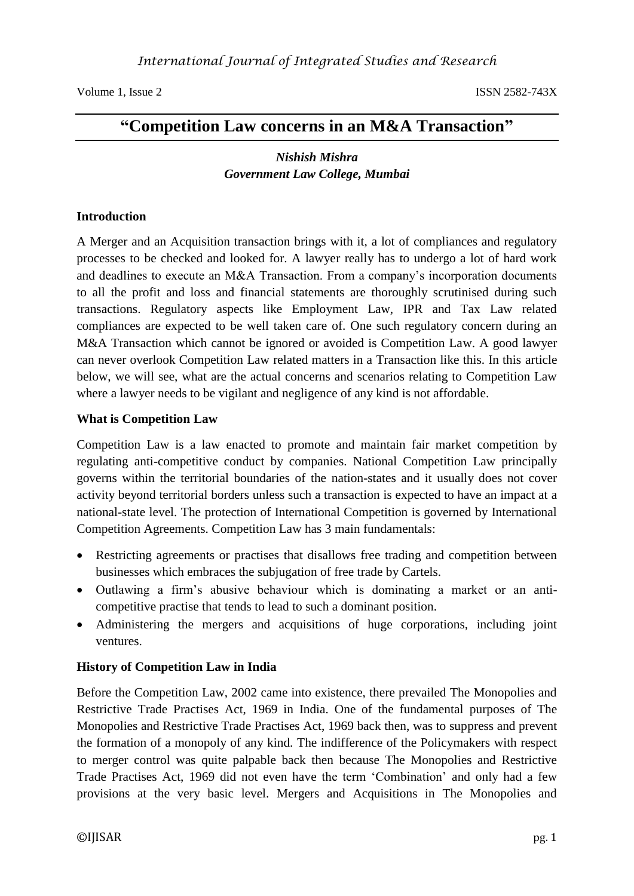# "Competition Law concerns in an M&A Transaction"

***Nishish Mishra***
***Government Law College, Mumbai***

**Introduction**

A Merger and an Acquisition transaction brings with it, a lot of compliances and regulatory processes to be checked and looked for. A lawyer really has to undergo a lot of hard work and deadlines to execute an M&A Transaction. From a company's incorporation documents to all the profit and loss and financial statements are thoroughly scrutinised during such transactions. Regulatory aspects like Employment Law, IPR and Tax Law related compliances are expected to be well taken care of. One such regulatory concern during an M&A Transaction which cannot be ignored or avoided is Competition Law. A good lawyer can never overlook Competition Law related matters in a Transaction like this. In this article below, we will see, what are the actual concerns and scenarios relating to Competition Law where a lawyer needs to be vigilant and negligence of any kind is not affordable.

**What is Competition Law**

Competition Law is a law enacted to promote and maintain fair market competition by regulating anti-competitive conduct by companies. National Competition Law principally governs within the territorial boundaries of the nation-states and it usually does not cover activity beyond territorial borders unless such a transaction is expected to have an impact at a national-state level. The protection of International Competition is governed by International Competition Agreements. Competition Law has 3 main fundamentals:

- Restricting agreements or practises that disallows free trading and competition between businesses which embraces the subjugation of free trade by Cartels.
- Outlawing a firm's abusive behaviour which is dominating a market or an anti-competitive practise that tends to lead to such a dominant position.
- Administering the mergers and acquisitions of huge corporations, including joint ventures.

**History of Competition Law in India**

Before the Competition Law, 2002 came into existence, there prevailed The Monopolies and Restrictive Trade Practises Act, 1969 in India. One of the fundamental purposes of The Monopolies and Restrictive Trade Practises Act, 1969 back then, was to suppress and prevent the formation of a monopoly of any kind. The indifference of the Policymakers with respect to merger control was quite palpable back then because The Monopolies and Restrictive Trade Practises Act, 1969 did not even have the term 'Combination' and only had a few provisions at the very basic level. Mergers and Acquisitions in The Monopolies and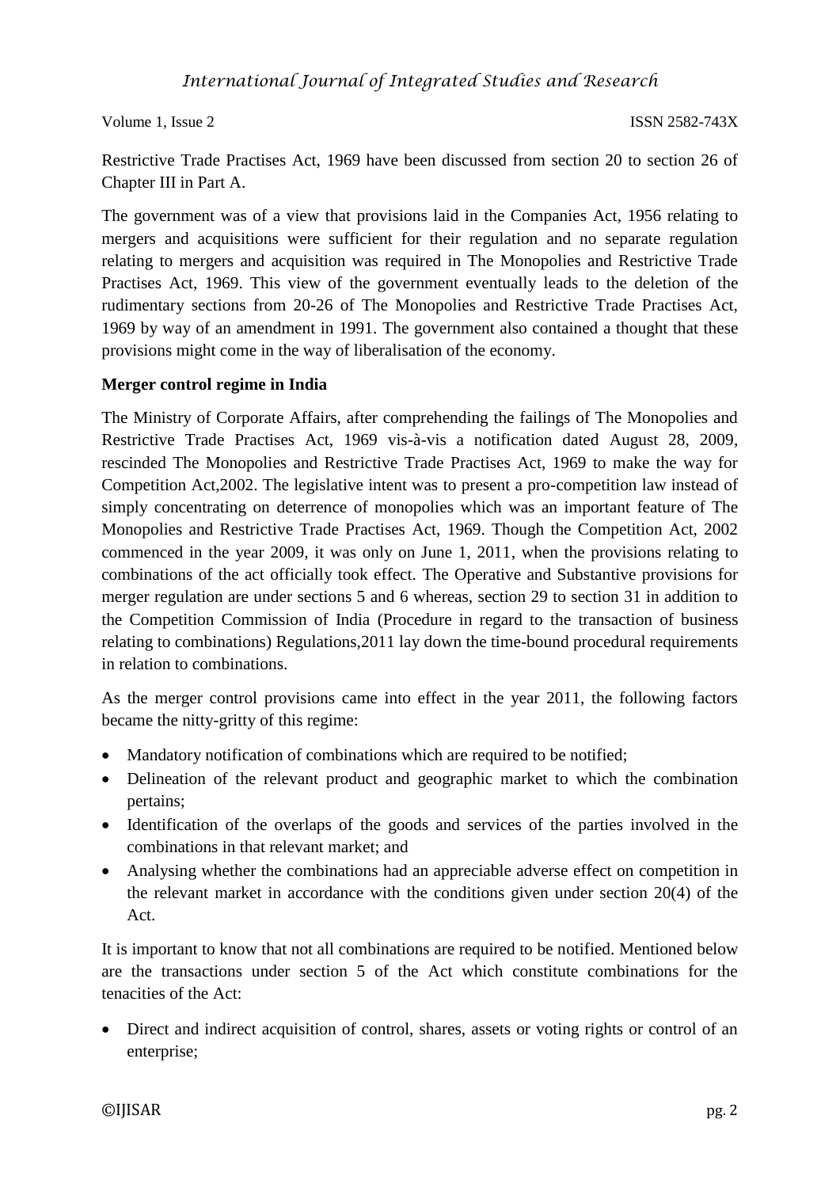Restrictive Trade Practises Act, 1969 have been discussed from section 20 to section 26 of Chapter III in Part A.

The government was of a view that provisions laid in the Companies Act, 1956 relating to mergers and acquisitions were sufficient for their regulation and no separate regulation relating to mergers and acquisition was required in The Monopolies and Restrictive Trade Practises Act, 1969. This view of the government eventually leads to the deletion of the rudimentary sections from 20-26 of The Monopolies and Restrictive Trade Practises Act, 1969 by way of an amendment in 1991. The government also contained a thought that these provisions might come in the way of liberalisation of the economy.

**Merger control regime in India**

The Ministry of Corporate Affairs, after comprehending the failings of The Monopolies and Restrictive Trade Practises Act, 1969 vis-à-vis a notification dated August 28, 2009, rescinded The Monopolies and Restrictive Trade Practises Act, 1969 to make the way for Competition Act,2002. The legislative intent was to present a pro-competition law instead of simply concentrating on deterrence of monopolies which was an important feature of The Monopolies and Restrictive Trade Practises Act, 1969. Though the Competition Act, 2002 commenced in the year 2009, it was only on June 1, 2011, when the provisions relating to combinations of the act officially took effect. The Operative and Substantive provisions for merger regulation are under sections 5 and 6 whereas, section 29 to section 31 in addition to the Competition Commission of India (Procedure in regard to the transaction of business relating to combinations) Regulations,2011 lay down the time-bound procedural requirements in relation to combinations.

As the merger control provisions came into effect in the year 2011, the following factors became the nitty-gritty of this regime:

- Mandatory notification of combinations which are required to be notified;
- Delineation of the relevant product and geographic market to which the combination pertains;
- Identification of the overlaps of the goods and services of the parties involved in the combinations in that relevant market; and
- Analysing whether the combinations had an appreciable adverse effect on competition in the relevant market in accordance with the conditions given under section 20(4) of the Act.

It is important to know that not all combinations are required to be notified. Mentioned below are the transactions under section 5 of the Act which constitute combinations for the tenacities of the Act:

- Direct and indirect acquisition of control, shares, assets or voting rights or control of an enterprise;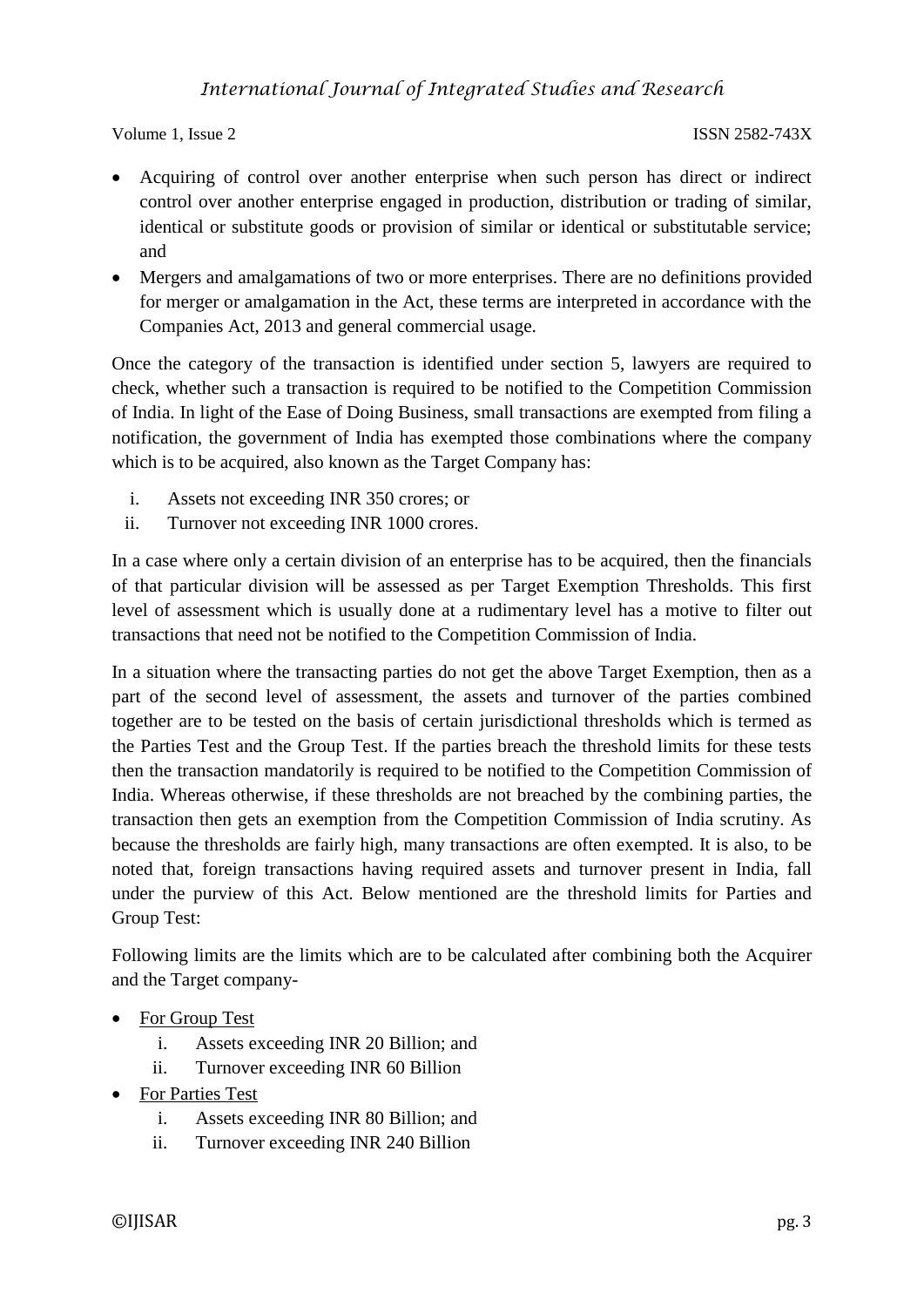- Acquiring of control over another enterprise when such person has direct or indirect control over another enterprise engaged in production, distribution or trading of similar, identical or substitute goods or provision of similar or identical or substitutable service; and
- Mergers and amalgamations of two or more enterprises. There are no definitions provided for merger or amalgamation in the Act, these terms are interpreted in accordance with the Companies Act, 2013 and general commercial usage.

Once the category of the transaction is identified under section 5, lawyers are required to check, whether such a transaction is required to be notified to the Competition Commission of India. In light of the Ease of Doing Business, small transactions are exempted from filing a notification, the government of India has exempted those combinations where the company which is to be acquired, also known as the Target Company has:

i. Assets not exceeding INR 350 crores; or
ii. Turnover not exceeding INR 1000 crores.

In a case where only a certain division of an enterprise has to be acquired, then the financials of that particular division will be assessed as per Target Exemption Thresholds. This first level of assessment which is usually done at a rudimentary level has a motive to filter out transactions that need not be notified to the Competition Commission of India.

In a situation where the transacting parties do not get the above Target Exemption, then as a part of the second level of assessment, the assets and turnover of the parties combined together are to be tested on the basis of certain jurisdictional thresholds which is termed as the Parties Test and the Group Test. If the parties breach the threshold limits for these tests then the transaction mandatorily is required to be notified to the Competition Commission of India. Whereas otherwise, if these thresholds are not breached by the combining parties, the transaction then gets an exemption from the Competition Commission of India scrutiny. As because the thresholds are fairly high, many transactions are often exempted. It is also, to be noted that, foreign transactions having required assets and turnover present in India, fall under the purview of this Act. Below mentioned are the threshold limits for Parties and Group Test:

Following limits are the limits which are to be calculated after combining both the Acquirer and the Target company-

- <u>For Group Test</u>
  i. Assets exceeding INR 20 Billion; and
  ii. Turnover exceeding INR 60 Billion
- <u>For Parties Test</u>
  i. Assets exceeding INR 80 Billion; and
  ii. Turnover exceeding INR 240 Billion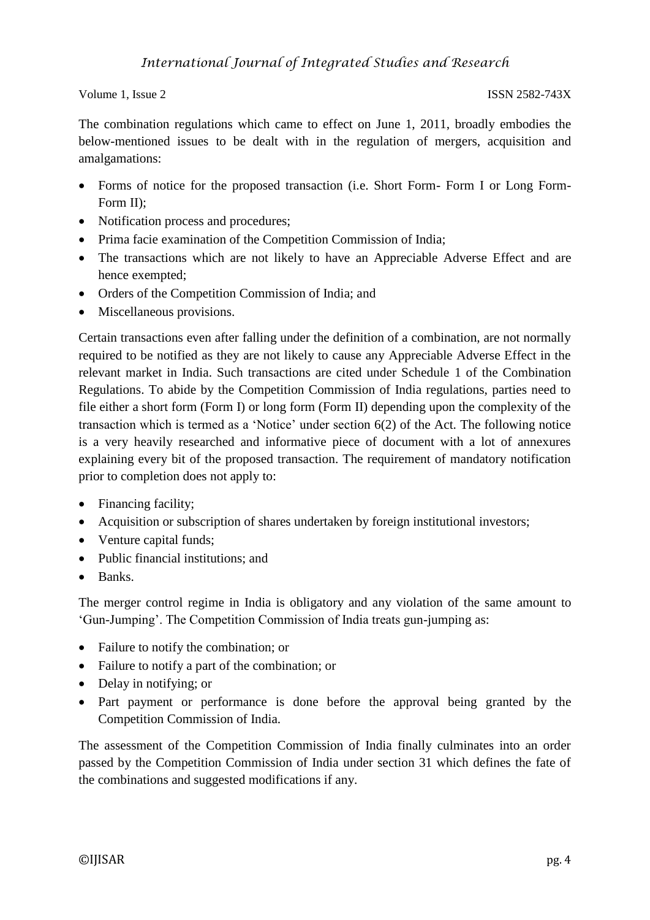The combination regulations which came to effect on June 1, 2011, broadly embodies the below-mentioned issues to be dealt with in the regulation of mergers, acquisition and amalgamations:

- Forms of notice for the proposed transaction (i.e. Short Form- Form I or Long Form- Form II);
- Notification process and procedures;
- Prima facie examination of the Competition Commission of India;
- The transactions which are not likely to have an Appreciable Adverse Effect and are hence exempted;
- Orders of the Competition Commission of India; and
- Miscellaneous provisions.

Certain transactions even after falling under the definition of a combination, are not normally required to be notified as they are not likely to cause any Appreciable Adverse Effect in the relevant market in India. Such transactions are cited under Schedule 1 of the Combination Regulations. To abide by the Competition Commission of India regulations, parties need to file either a short form (Form I) or long form (Form II) depending upon the complexity of the transaction which is termed as a 'Notice' under section 6(2) of the Act. The following notice is a very heavily researched and informative piece of document with a lot of annexures explaining every bit of the proposed transaction. The requirement of mandatory notification prior to completion does not apply to:

- Financing facility;
- Acquisition or subscription of shares undertaken by foreign institutional investors;
- Venture capital funds;
- Public financial institutions; and
- Banks.

The merger control regime in India is obligatory and any violation of the same amount to 'Gun-Jumping'. The Competition Commission of India treats gun-jumping as:

- Failure to notify the combination; or
- Failure to notify a part of the combination; or
- Delay in notifying; or
- Part payment or performance is done before the approval being granted by the Competition Commission of India.

The assessment of the Competition Commission of India finally culminates into an order passed by the Competition Commission of India under section 31 which defines the fate of the combinations and suggested modifications if any.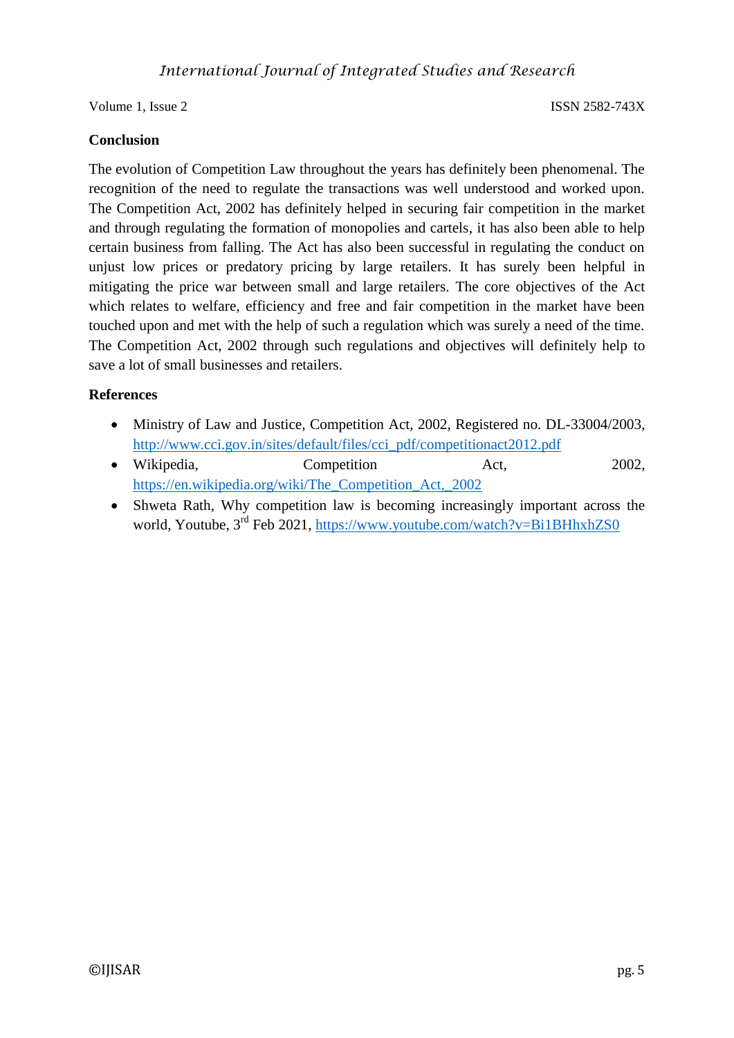## Conclusion

The evolution of Competition Law throughout the years has definitely been phenomenal. The recognition of the need to regulate the transactions was well understood and worked upon. The Competition Act, 2002 has definitely helped in securing fair competition in the market and through regulating the formation of monopolies and cartels, it has also been able to help certain business from falling. The Act has also been successful in regulating the conduct on unjust low prices or predatory pricing by large retailers. It has surely been helpful in mitigating the price war between small and large retailers. The core objectives of the Act which relates to welfare, efficiency and free and fair competition in the market have been touched upon and met with the help of such a regulation which was surely a need of the time. The Competition Act, 2002 through such regulations and objectives will definitely help to save a lot of small businesses and retailers.

## References

- Ministry of Law and Justice, Competition Act, 2002, Registered no. DL-33004/2003, http://www.cci.gov.in/sites/default/files/cci_pdf/competitionact2012.pdf
- Wikipedia, Competition Act, 2002, https://en.wikipedia.org/wiki/The_Competition_Act,_2002
- Shweta Rath, Why competition law is becoming increasingly important across the world, Youtube, 3rd Feb 2021, https://www.youtube.com/watch?v=Bi1BHhxhZS0